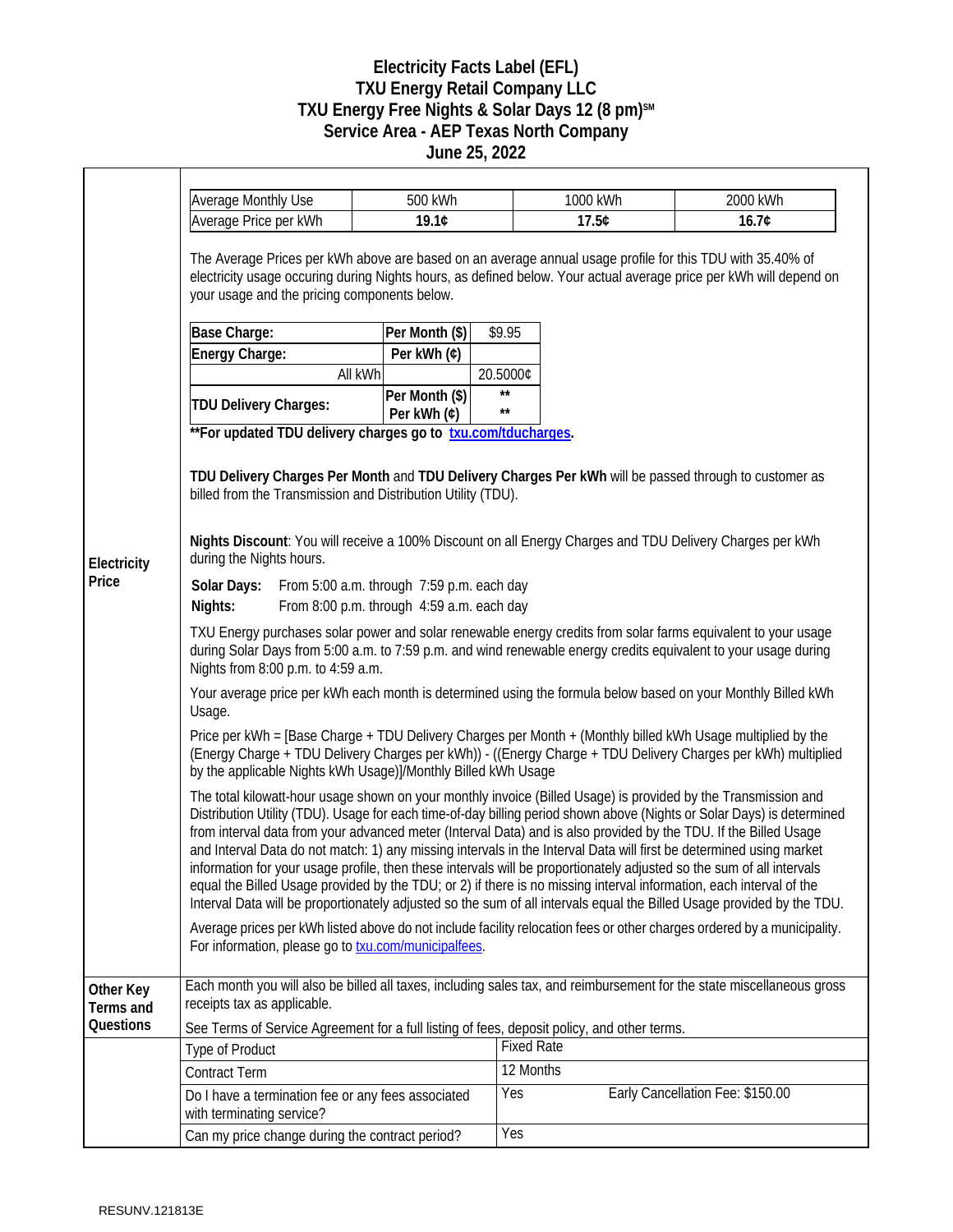# Electricity Facts Label (EFL)
## TXU Energy Retail Company LLC
## TXU Energy Free Nights & Solar Days 12 (8 pm)℠
## Service Area - AEP Texas North Company
## June 25, 2022

**Electricity Price**

| Average Monthly Use | 500 kWh | 1000 kWh | 2000 kWh |
|---|---|---|---|
| Average Price per kWh | **19.1¢** | **17.5¢** | **16.7¢** |

The Average Prices per kWh above are based on an average annual usage profile for this TDU with 35.40% of electricity usage occuring during Nights hours, as defined below. Your actual average price per kWh will depend on your usage and the pricing components below.

| **Base Charge:** | **Per Month ($)** | $9.95 |
|---|---|---|
| **Energy Charge:** | **Per kWh (¢)** | |
| All kWh | | 20.5000¢ |
| **TDU Delivery Charges:** | **Per Month ($)** | ** |
| | **Per kWh (¢)** | ** |

****For updated TDU delivery charges go to [txu.com/tducharges](txu.com/tducharges).**

**TDU Delivery Charges Per Month** and **TDU Delivery Charges Per kWh** will be passed through to customer as billed from the Transmission and Distribution Utility (TDU).

**Nights Discount**: You will receive a 100% Discount on all Energy Charges and TDU Delivery Charges per kWh during the Nights hours.

**Solar Days:** From 5:00 a.m. through 7:59 p.m. each day
**Nights:** From 8:00 p.m. through 4:59 a.m. each day

TXU Energy purchases solar power and solar renewable energy credits from solar farms equivalent to your usage during Solar Days from 5:00 a.m. to 7:59 p.m. and wind renewable energy credits equivalent to your usage during Nights from 8:00 p.m. to 4:59 a.m.

Your average price per kWh each month is determined using the formula below based on your Monthly Billed kWh Usage.

Price per kWh = [Base Charge + TDU Delivery Charges per Month + (Monthly billed kWh Usage multiplied by the (Energy Charge + TDU Delivery Charges per kWh)) - ((Energy Charge + TDU Delivery Charges per kWh) multiplied by the applicable Nights kWh Usage)]/Monthly Billed kWh Usage

The total kilowatt-hour usage shown on your monthly invoice (Billed Usage) is provided by the Transmission and Distribution Utility (TDU). Usage for each time-of-day billing period shown above (Nights or Solar Days) is determined from interval data from your advanced meter (Interval Data) and is also provided by the TDU. If the Billed Usage and Interval Data do not match: 1) any missing intervals in the Interval Data will first be determined using market information for your usage profile, then these intervals will be proportionately adjusted so the sum of all intervals equal the Billed Usage provided by the TDU; or 2) if there is no missing interval information, each interval of the Interval Data will be proportionately adjusted so the sum of all intervals equal the Billed Usage provided by the TDU.

Average prices per kWh listed above do not include facility relocation fees or other charges ordered by a municipality. For information, please go to [txu.com/municipalfees](txu.com/municipalfees).

**Other Key Terms and Questions**

Each month you will also be billed all taxes, including sales tax, and reimbursement for the state miscellaneous gross receipts tax as applicable.

See Terms of Service Agreement for a full listing of fees, deposit policy, and other terms.

| | |
|---|---|
| Type of Product | Fixed Rate |
| Contract Term | 12 Months |
| Do I have a termination fee or any fees associated with terminating service? | Yes — Early Cancellation Fee: $150.00 |
| Can my price change during the contract period? | Yes |

RESUNV.121813E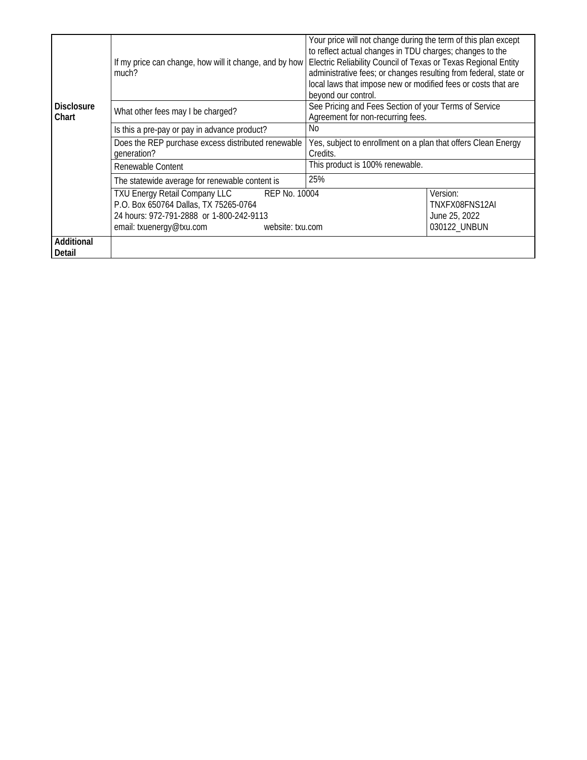| | | |
|---|---|---|
| **Disclosure Chart** | If my price can change, how will it change, and by how much? | Your price will not change during the term of this plan except to reflect actual changes in TDU charges; changes to the Electric Reliability Council of Texas or Texas Regional Entity administrative fees; or changes resulting from federal, state or local laws that impose new or modified fees or costs that are beyond our control. |
| | What other fees may I be charged? | See Pricing and Fees Section of your Terms of Service Agreement for non-recurring fees. |
| | Is this a pre-pay or pay in advance product? | No |
| | Does the REP purchase excess distributed renewable generation? | Yes, subject to enrollment on a plan that offers Clean Energy Credits. |
| | Renewable Content | This product is 100% renewable. |
| | The statewide average for renewable content is | 25% |
| | TXU Energy Retail Company LLC REP No. 10004<br>P.O. Box 650764 Dallas, TX 75265-0764<br>24 hours: 972-791-2888 or 1-800-242-9113<br>email: txuenergy@txu.com website: txu.com | Version:<br>TNXFX08FNS12AI<br>June 25, 2022<br>030122_UNBUN |
| **Additional Detail** | | |